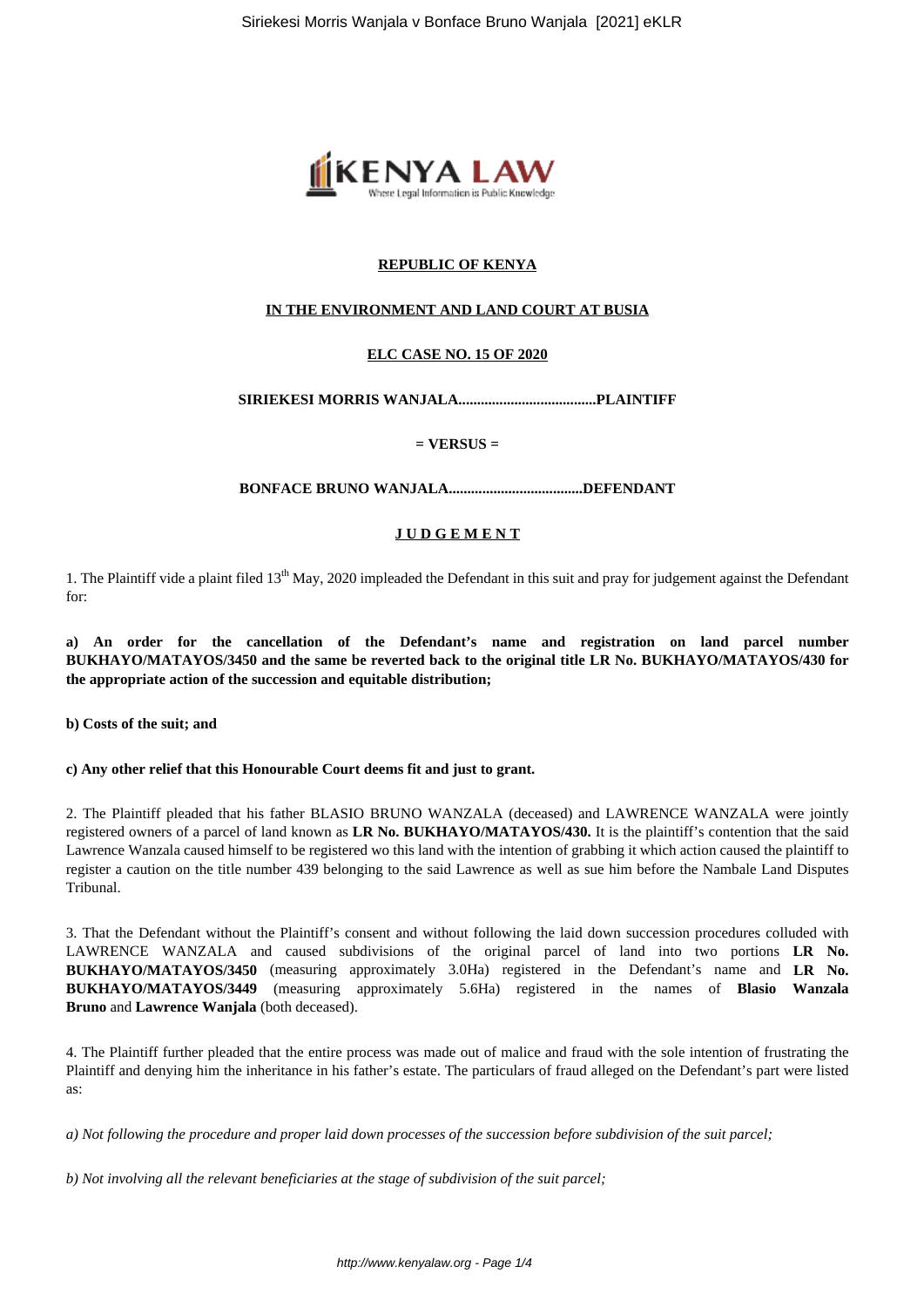**REPUBLIC OF KENYA**

**IN THE ENVIRONMENT AND LAND COURT AT BUSIA**

**ELC CASE NO. 15 OF 2020**

**SIRIEKESI MORRIS WANJALA.....................................PLAINTIFF**

**= VERSUS =**

**BONFACE BRUNO WANJALA....................................DEFENDANT**

**J U D G E M E N T**

1. The Plaintiff vide a plaint filed 13th May, 2020 impleaded the Defendant in this suit and pray for judgement against the Defendant for:

**a) An order for the cancellation of the Defendant's name and registration on land parcel number BUKHAYO/MATAYOS/3450 and the same be reverted back to the original title LR No. BUKHAYO/MATAYOS/430 for the appropriate action of the succession and equitable distribution;**

**b) Costs of the suit; and**

**c) Any other relief that this Honourable Court deems fit and just to grant.**

2. The Plaintiff pleaded that his father BLASIO BRUNO WANZALA (deceased) and LAWRENCE WANZALA were jointly registered owners of a parcel of land known as **LR No. BUKHAYO/MATAYOS/430.** It is the plaintiff's contention that the said Lawrence Wanzala caused himself to be registered wo this land with the intention of grabbing it which action caused the plaintiff to register a caution on the title number 439 belonging to the said Lawrence as well as sue him before the Nambale Land Disputes Tribunal.

3. That the Defendant without the Plaintiff's consent and without following the laid down succession procedures colluded with LAWRENCE WANZALA and caused subdivisions of the original parcel of land into two portions **LR No. BUKHAYO/MATAYOS/3450** (measuring approximately 3.0Ha) registered in the Defendant's name and **LR No. BUKHAYO/MATAYOS/3449** (measuring approximately 5.6Ha) registered in the names of **Blasio Wanzala Bruno** and **Lawrence Wanjala** (both deceased).

4. The Plaintiff further pleaded that the entire process was made out of malice and fraud with the sole intention of frustrating the Plaintiff and denying him the inheritance in his father's estate. The particulars of fraud alleged on the Defendant's part were listed as:

*a) Not following the procedure and proper laid down processes of the succession before subdivision of the suit parcel;*

*b) Not involving all the relevant beneficiaries at the stage of subdivision of the suit parcel;*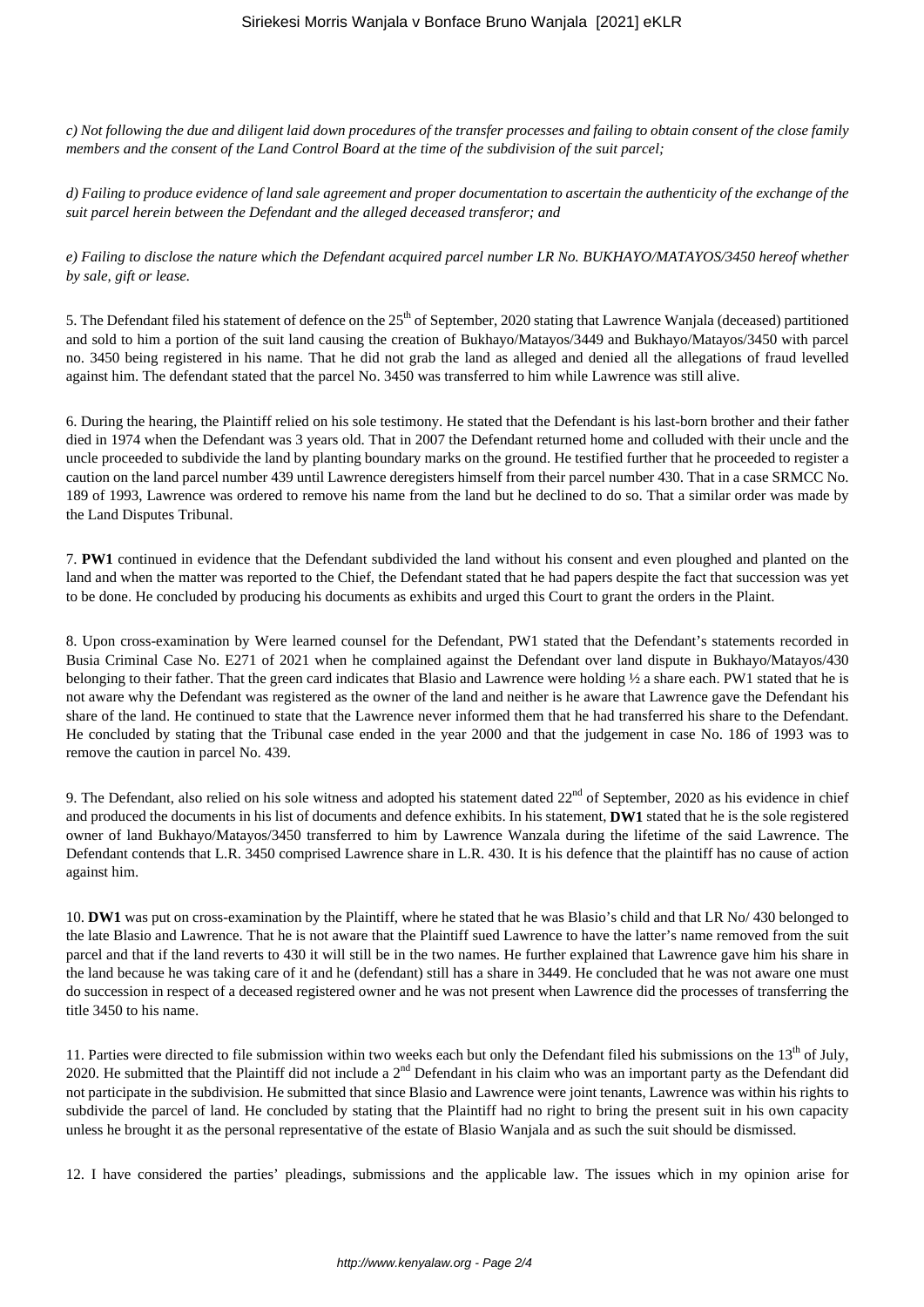*c) Not following the due and diligent laid down procedures of the transfer processes and failing to obtain consent of the close family members and the consent of the Land Control Board at the time of the subdivision of the suit parcel;*

*d) Failing to produce evidence of land sale agreement and proper documentation to ascertain the authenticity of the exchange of the suit parcel herein between the Defendant and the alleged deceased transferor; and*

*e) Failing to disclose the nature which the Defendant acquired parcel number LR No. BUKHAYO/MATAYOS/3450 hereof whether by sale, gift or lease.*

5. The Defendant filed his statement of defence on the 25th of September, 2020 stating that Lawrence Wanjala (deceased) partitioned and sold to him a portion of the suit land causing the creation of Bukhayo/Matayos/3449 and Bukhayo/Matayos/3450 with parcel no. 3450 being registered in his name. That he did not grab the land as alleged and denied all the allegations of fraud levelled against him. The defendant stated that the parcel No. 3450 was transferred to him while Lawrence was still alive.

6. During the hearing, the Plaintiff relied on his sole testimony. He stated that the Defendant is his last-born brother and their father died in 1974 when the Defendant was 3 years old. That in 2007 the Defendant returned home and colluded with their uncle and the uncle proceeded to subdivide the land by planting boundary marks on the ground. He testified further that he proceeded to register a caution on the land parcel number 439 until Lawrence deregisters himself from their parcel number 430. That in a case SRMCC No. 189 of 1993, Lawrence was ordered to remove his name from the land but he declined to do so. That a similar order was made by the Land Disputes Tribunal.

7. **PW1** continued in evidence that the Defendant subdivided the land without his consent and even ploughed and planted on the land and when the matter was reported to the Chief, the Defendant stated that he had papers despite the fact that succession was yet to be done. He concluded by producing his documents as exhibits and urged this Court to grant the orders in the Plaint.

8. Upon cross-examination by Were learned counsel for the Defendant, PW1 stated that the Defendant's statements recorded in Busia Criminal Case No. E271 of 2021 when he complained against the Defendant over land dispute in Bukhayo/Matayos/430 belonging to their father. That the green card indicates that Blasio and Lawrence were holding ½ a share each. PW1 stated that he is not aware why the Defendant was registered as the owner of the land and neither is he aware that Lawrence gave the Defendant his share of the land. He continued to state that the Lawrence never informed them that he had transferred his share to the Defendant. He concluded by stating that the Tribunal case ended in the year 2000 and that the judgement in case No. 186 of 1993 was to remove the caution in parcel No. 439.

9. The Defendant, also relied on his sole witness and adopted his statement dated 22nd of September, 2020 as his evidence in chief and produced the documents in his list of documents and defence exhibits. In his statement, **DW1** stated that he is the sole registered owner of land Bukhayo/Matayos/3450 transferred to him by Lawrence Wanzala during the lifetime of the said Lawrence. The Defendant contends that L.R. 3450 comprised Lawrence share in L.R. 430. It is his defence that the plaintiff has no cause of action against him.

10. **DW1** was put on cross-examination by the Plaintiff, where he stated that he was Blasio's child and that LR No/ 430 belonged to the late Blasio and Lawrence. That he is not aware that the Plaintiff sued Lawrence to have the latter's name removed from the suit parcel and that if the land reverts to 430 it will still be in the two names. He further explained that Lawrence gave him his share in the land because he was taking care of it and he (defendant) still has a share in 3449. He concluded that he was not aware one must do succession in respect of a deceased registered owner and he was not present when Lawrence did the processes of transferring the title 3450 to his name.

11. Parties were directed to file submission within two weeks each but only the Defendant filed his submissions on the 13th of July, 2020. He submitted that the Plaintiff did not include a 2nd Defendant in his claim who was an important party as the Defendant did not participate in the subdivision. He submitted that since Blasio and Lawrence were joint tenants, Lawrence was within his rights to subdivide the parcel of land. He concluded by stating that the Plaintiff had no right to bring the present suit in his own capacity unless he brought it as the personal representative of the estate of Blasio Wanjala and as such the suit should be dismissed.

12. I have considered the parties' pleadings, submissions and the applicable law. The issues which in my opinion arise for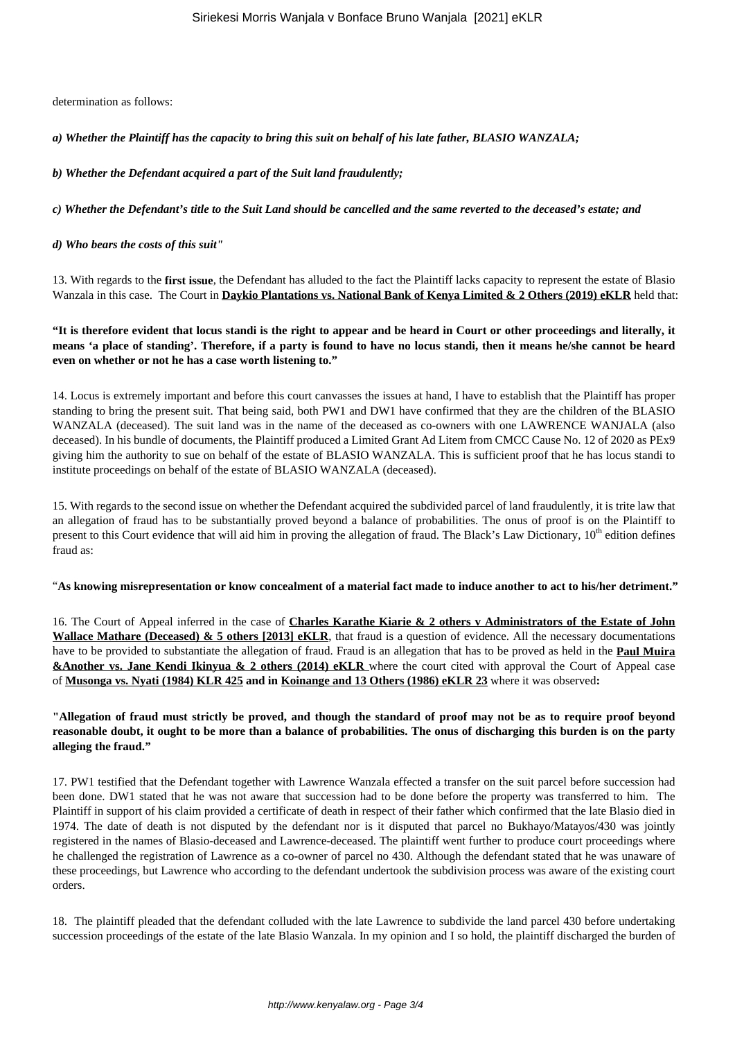determination as follows:

*a) Whether the Plaintiff has the capacity to bring this suit on behalf of his late father, BLASIO WANZALA;*

*b) Whether the Defendant acquired a part of the Suit land fraudulently;*

*c) Whether the Defendant's title to the Suit Land should be cancelled and the same reverted to the deceased's estate; and*

*d) Who bears the costs of this suit"*

13. With regards to the **first issue**, the Defendant has alluded to the fact the Plaintiff lacks capacity to represent the estate of Blasio Wanzala in this case. The Court in **Daykio Plantations vs. National Bank of Kenya Limited & 2 Others (2019) eKLR** held that:

**"It is therefore evident that locus standi is the right to appear and be heard in Court or other proceedings and literally, it means 'a place of standing'. Therefore, if a party is found to have no locus standi, then it means he/she cannot be heard even on whether or not he has a case worth listening to."**

14. Locus is extremely important and before this court canvasses the issues at hand, I have to establish that the Plaintiff has proper standing to bring the present suit. That being said, both PW1 and DW1 have confirmed that they are the children of the BLASIO WANZALA (deceased). The suit land was in the name of the deceased as co-owners with one LAWRENCE WANJALA (also deceased). In his bundle of documents, the Plaintiff produced a Limited Grant Ad Litem from CMCC Cause No. 12 of 2020 as PEx9 giving him the authority to sue on behalf of the estate of BLASIO WANZALA. This is sufficient proof that he has locus standi to institute proceedings on behalf of the estate of BLASIO WANZALA (deceased).

15. With regards to the second issue on whether the Defendant acquired the subdivided parcel of land fraudulently, it is trite law that an allegation of fraud has to be substantially proved beyond a balance of probabilities. The onus of proof is on the Plaintiff to present to this Court evidence that will aid him in proving the allegation of fraud. The Black's Law Dictionary, 10th edition defines fraud as:

"**As knowing misrepresentation or know concealment of a material fact made to induce another to act to his/her detriment."**

16. The Court of Appeal inferred in the case of **Charles Karathe Kiarie & 2 others v Administrators of the Estate of John Wallace Mathare (Deceased) & 5 others [2013] eKLR**, that fraud is a question of evidence. All the necessary documentations have to be provided to substantiate the allegation of fraud. Fraud is an allegation that has to be proved as held in the **Paul Muira &Another vs. Jane Kendi Ikinyua & 2 others (2014) eKLR** where the court cited with approval the Court of Appeal case of **Musonga vs. Nyati (1984) KLR 425 and in Koinange and 13 Others (1986) eKLR 23** where it was observed**:**

**"Allegation of fraud must strictly be proved, and though the standard of proof may not be as to require proof beyond reasonable doubt, it ought to be more than a balance of probabilities. The onus of discharging this burden is on the party alleging the fraud."**

17. PW1 testified that the Defendant together with Lawrence Wanzala effected a transfer on the suit parcel before succession had been done. DW1 stated that he was not aware that succession had to be done before the property was transferred to him. The Plaintiff in support of his claim provided a certificate of death in respect of their father which confirmed that the late Blasio died in 1974. The date of death is not disputed by the defendant nor is it disputed that parcel no Bukhayo/Matayos/430 was jointly registered in the names of Blasio-deceased and Lawrence-deceased. The plaintiff went further to produce court proceedings where he challenged the registration of Lawrence as a co-owner of parcel no 430. Although the defendant stated that he was unaware of these proceedings, but Lawrence who according to the defendant undertook the subdivision process was aware of the existing court orders.

18. The plaintiff pleaded that the defendant colluded with the late Lawrence to subdivide the land parcel 430 before undertaking succession proceedings of the estate of the late Blasio Wanzala. In my opinion and I so hold, the plaintiff discharged the burden of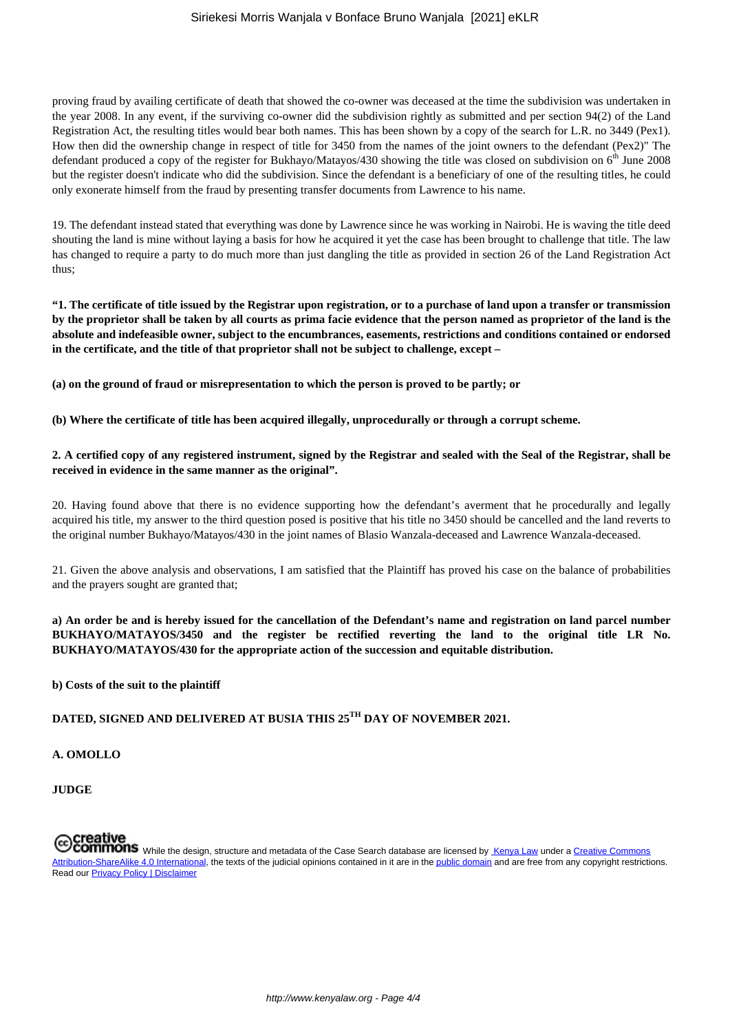proving fraud by availing certificate of death that showed the co-owner was deceased at the time the subdivision was undertaken in the year 2008. In any event, if the surviving co-owner did the subdivision rightly as submitted and per section 94(2) of the Land Registration Act, the resulting titles would bear both names. This has been shown by a copy of the search for L.R. no 3449 (Pex1). How then did the ownership change in respect of title for 3450 from the names of the joint owners to the defendant (Pex2)" The defendant produced a copy of the register for Bukhayo/Matayos/430 showing the title was closed on subdivision on 6th June 2008 but the register doesn't indicate who did the subdivision. Since the defendant is a beneficiary of one of the resulting titles, he could only exonerate himself from the fraud by presenting transfer documents from Lawrence to his name.

19. The defendant instead stated that everything was done by Lawrence since he was working in Nairobi. He is waving the title deed shouting the land is mine without laying a basis for how he acquired it yet the case has been brought to challenge that title. The law has changed to require a party to do much more than just dangling the title as provided in section 26 of the Land Registration Act thus;

**"1. The certificate of title issued by the Registrar upon registration, or to a purchase of land upon a transfer or transmission by the proprietor shall be taken by all courts as prima facie evidence that the person named as proprietor of the land is the absolute and indefeasible owner, subject to the encumbrances, easements, restrictions and conditions contained or endorsed in the certificate, and the title of that proprietor shall not be subject to challenge, except –**

**(a) on the ground of fraud or misrepresentation to which the person is proved to be partly; or**

**(b) Where the certificate of title has been acquired illegally, unprocedurally or through a corrupt scheme.**

**2. A certified copy of any registered instrument, signed by the Registrar and sealed with the Seal of the Registrar, shall be received in evidence in the same manner as the original".**

20. Having found above that there is no evidence supporting how the defendant's averment that he procedurally and legally acquired his title, my answer to the third question posed is positive that his title no 3450 should be cancelled and the land reverts to the original number Bukhayo/Matayos/430 in the joint names of Blasio Wanzala-deceased and Lawrence Wanzala-deceased.

21. Given the above analysis and observations, I am satisfied that the Plaintiff has proved his case on the balance of probabilities and the prayers sought are granted that;

**a) An order be and is hereby issued for the cancellation of the Defendant's name and registration on land parcel number BUKHAYO/MATAYOS/3450 and the register be rectified reverting the land to the original title LR No. BUKHAYO/MATAYOS/430 for the appropriate action of the succession and equitable distribution.**

**b) Costs of the suit to the plaintiff**

**DATED, SIGNED AND DELIVERED AT BUSIA THIS 25TH DAY OF NOVEMBER 2021.**

**A. OMOLLO**

**JUDGE**

While the design, structure and metadata of the Case Search database are licensed by Kenya Law under a Creative Commons Attribution-ShareAlike 4.0 International, the texts of the judicial opinions contained in it are in the public domain and are free from any copyright restrictions. Read our Privacy Policy | Disclaimer